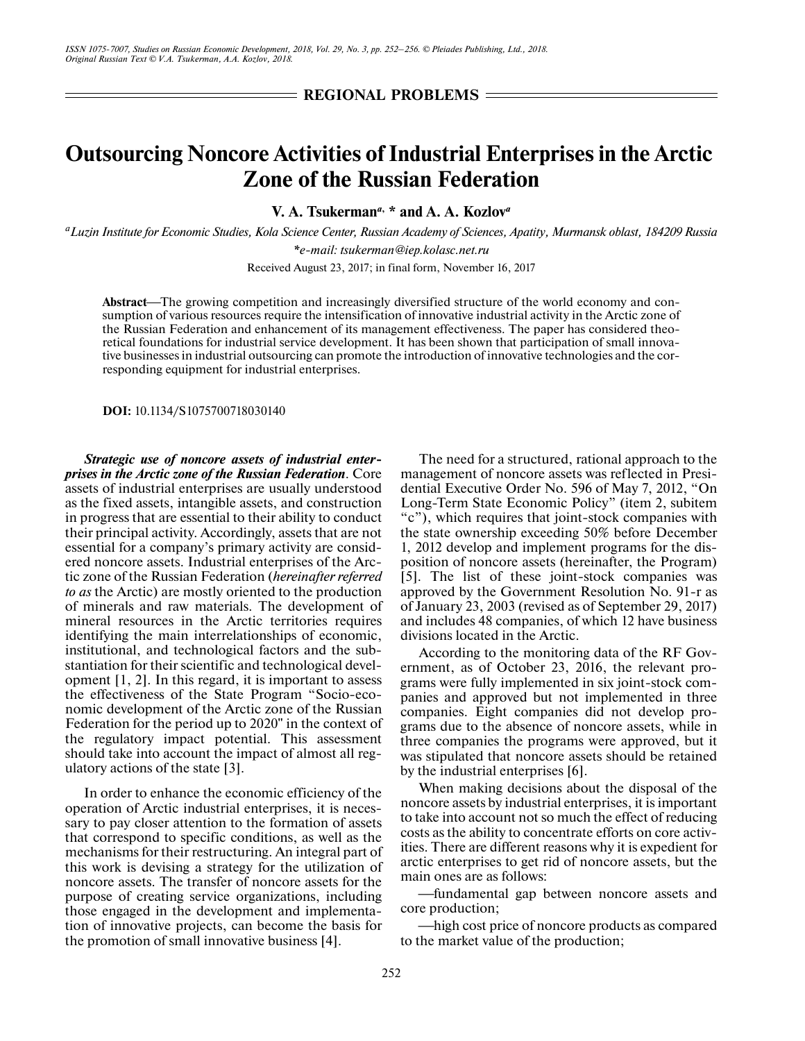REGIONAL PROBLEMS

# Outsourcing Noncore Activities of Industrial Enterprises in the Arctic Zone of the Russian Federation

**V. A. Tsukerman[a, *] and A. A. Kozlov[a]**

[a] *Luzin Institute for Economic Studies, Kola Science Center, Russian Academy of Sciences, Apatity, Murmansk oblast, 184209 Russia*

*\*e-mail: tsukerman@iep.kolasc.net.ru*

Received August 23, 2017; in final form, November 16, 2017

**Abstract**—The growing competition and increasingly diversified structure of the world economy and consumption of various resources require the intensification of innovative industrial activity in the Arctic zone of the Russian Federation and enhancement of its management effectiveness. The paper has considered theoretical foundations for industrial service development. It has been shown that participation of small innovative businesses in industrial outsourcing can promote the introduction of innovative technologies and the corresponding equipment for industrial enterprises.

**DOI:** 10.1134/S1075700718030140

***Strategic use of noncore assets of industrial enterprises in the Arctic zone of the Russian Federation***. Core assets of industrial enterprises are usually understood as the fixed assets, intangible assets, and construction in progress that are essential to their ability to conduct their principal activity. Accordingly, assets that are not essential for a company's primary activity are considered noncore assets. Industrial enterprises of the Arctic zone of the Russian Federation (*hereinafter referred to as* the Arctic) are mostly oriented to the production of minerals and raw materials. The development of mineral resources in the Arctic territories requires identifying the main interrelationships of economic, institutional, and technological factors and the substantiation for their scientific and technological development [1, 2]. In this regard, it is important to assess the effectiveness of the State Program "Socio-economic development of the Arctic zone of the Russian Federation for the period up to 2020" in the context of the regulatory impact potential. This assessment should take into account the impact of almost all regulatory actions of the state [3].

In order to enhance the economic efficiency of the operation of Arctic industrial enterprises, it is necessary to pay closer attention to the formation of assets that correspond to specific conditions, as well as the mechanisms for their restructuring. An integral part of this work is devising a strategy for the utilization of noncore assets. The transfer of noncore assets for the purpose of creating service organizations, including those engaged in the development and implementation of innovative projects, can become the basis for the promotion of small innovative business [4].

The need for a structured, rational approach to the management of noncore assets was reflected in Presidential Executive Order No. 596 of May 7, 2012, "On Long-Term State Economic Policy" (item 2, subitem "c"), which requires that joint-stock companies with the state ownership exceeding 50% before December 1, 2012 develop and implement programs for the disposition of noncore assets (hereinafter, the Program) [5]. The list of these joint-stock companies was approved by the Government Resolution No. 91-r as of January 23, 2003 (revised as of September 29, 2017) and includes 48 companies, of which 12 have business divisions located in the Arctic.

According to the monitoring data of the RF Government, as of October 23, 2016, the relevant programs were fully implemented in six joint-stock companies and approved but not implemented in three companies. Eight companies did not develop programs due to the absence of noncore assets, while in three companies the programs were approved, but it was stipulated that noncore assets should be retained by the industrial enterprises [6].

When making decisions about the disposal of the noncore assets by industrial enterprises, it is important to take into account not so much the effect of reducing costs as the ability to concentrate efforts on core activities. There are different reasons why it is expedient for arctic enterprises to get rid of noncore assets, but the main ones are as follows:

—fundamental gap between noncore assets and core production;

—high cost price of noncore products as compared to the market value of the production;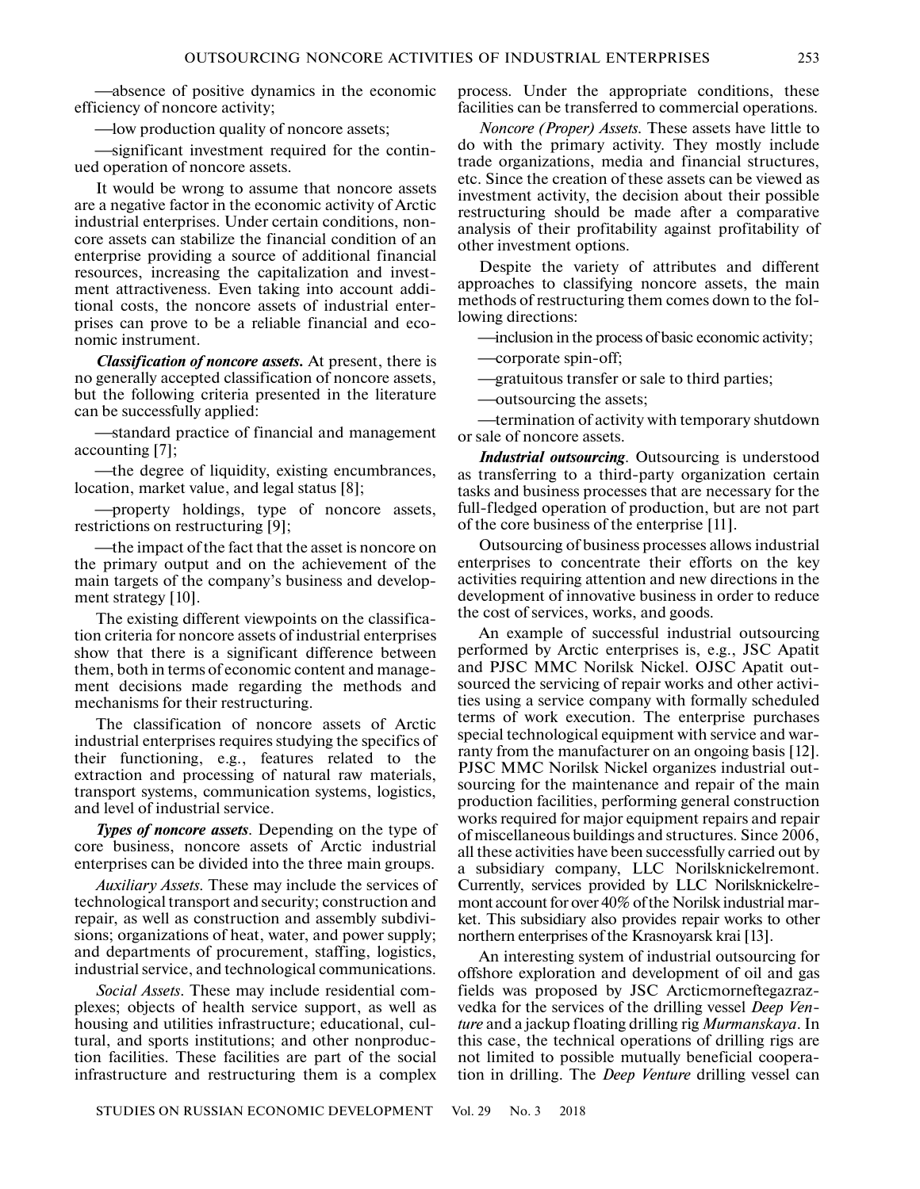—absence of positive dynamics in the economic efficiency of noncore activity;

—low production quality of noncore assets;

—significant investment required for the continued operation of noncore assets.

It would be wrong to assume that noncore assets are a negative factor in the economic activity of Arctic industrial enterprises. Under certain conditions, noncore assets can stabilize the financial condition of an enterprise providing a source of additional financial resources, increasing the capitalization and investment attractiveness. Even taking into account additional costs, the noncore assets of industrial enterprises can prove to be a reliable financial and economic instrument.

***Classification of noncore assets.*** At present, there is no generally accepted classification of noncore assets, but the following criteria presented in the literature can be successfully applied:

—standard practice of financial and management accounting [7];

—the degree of liquidity, existing encumbrances, location, market value, and legal status [8];

—property holdings, type of noncore assets, restrictions on restructuring [9];

—the impact of the fact that the asset is noncore on the primary output and on the achievement of the main targets of the company's business and development strategy [10].

The existing different viewpoints on the classification criteria for noncore assets of industrial enterprises show that there is a significant difference between them, both in terms of economic content and management decisions made regarding the methods and mechanisms for their restructuring.

The classification of noncore assets of Arctic industrial enterprises requires studying the specifics of their functioning, e.g., features related to the extraction and processing of natural raw materials, transport systems, communication systems, logistics, and level of industrial service.

***Types of noncore assets*.** Depending on the type of core business, noncore assets of Arctic industrial enterprises can be divided into the three main groups.

*Auxiliary Assets.* These may include the services of technological transport and security; construction and repair, as well as construction and assembly subdivisions; organizations of heat, water, and power supply; and departments of procurement, staffing, logistics, industrial service, and technological communications.

*Social Assets*. These may include residential complexes; objects of health service support, as well as housing and utilities infrastructure; educational, cultural, and sports institutions; and other nonproduction facilities. These facilities are part of the social infrastructure and restructuring them is a complex process. Under the appropriate conditions, these facilities can be transferred to commercial operations.

*Noncore (Proper) Assets*. These assets have little to do with the primary activity. They mostly include trade organizations, media and financial structures, etc. Since the creation of these assets can be viewed as investment activity, the decision about their possible restructuring should be made after a comparative analysis of their profitability against profitability of other investment options.

Despite the variety of attributes and different approaches to classifying noncore assets, the main methods of restructuring them comes down to the following directions:

—inclusion in the process of basic economic activity;

—corporate spin-off;

—gratuitous transfer or sale to third parties;

—outsourcing the assets;

—termination of activity with temporary shutdown or sale of noncore assets.

***Industrial outsourcing*.** Outsourcing is understood as transferring to a third-party organization certain tasks and business processes that are necessary for the full-fledged operation of production, but are not part of the core business of the enterprise [11].

Outsourcing of business processes allows industrial enterprises to concentrate their efforts on the key activities requiring attention and new directions in the development of innovative business in order to reduce the cost of services, works, and goods.

An example of successful industrial outsourcing performed by Arctic enterprises is, e.g., JSC Apatit and PJSC MMC Norilsk Nickel. OJSC Apatit outsourced the servicing of repair works and other activities using a service company with formally scheduled terms of work execution. The enterprise purchases special technological equipment with service and warranty from the manufacturer on an ongoing basis [12]. PJSC MMC Norilsk Nickel organizes industrial outsourcing for the maintenance and repair of the main production facilities, performing general construction works required for major equipment repairs and repair of miscellaneous buildings and structures. Since 2006, all these activities have been successfully carried out by a subsidiary company, LLC Norilsknickelremont. Currently, services provided by LLC Norilsknickelremont account for over 40% of the Norilsk industrial market. This subsidiary also provides repair works to other northern enterprises of the Krasnoyarsk krai [13].

An interesting system of industrial outsourcing for offshore exploration and development of oil and gas fields was proposed by JSC Arcticmorneftegazrazvedka for the services of the drilling vessel *Deep Venture* and a jackup floating drilling rig *Murmanskaya*. In this case, the technical operations of drilling rigs are not limited to possible mutually beneficial cooperation in drilling. The *Deep Venture* drilling vessel can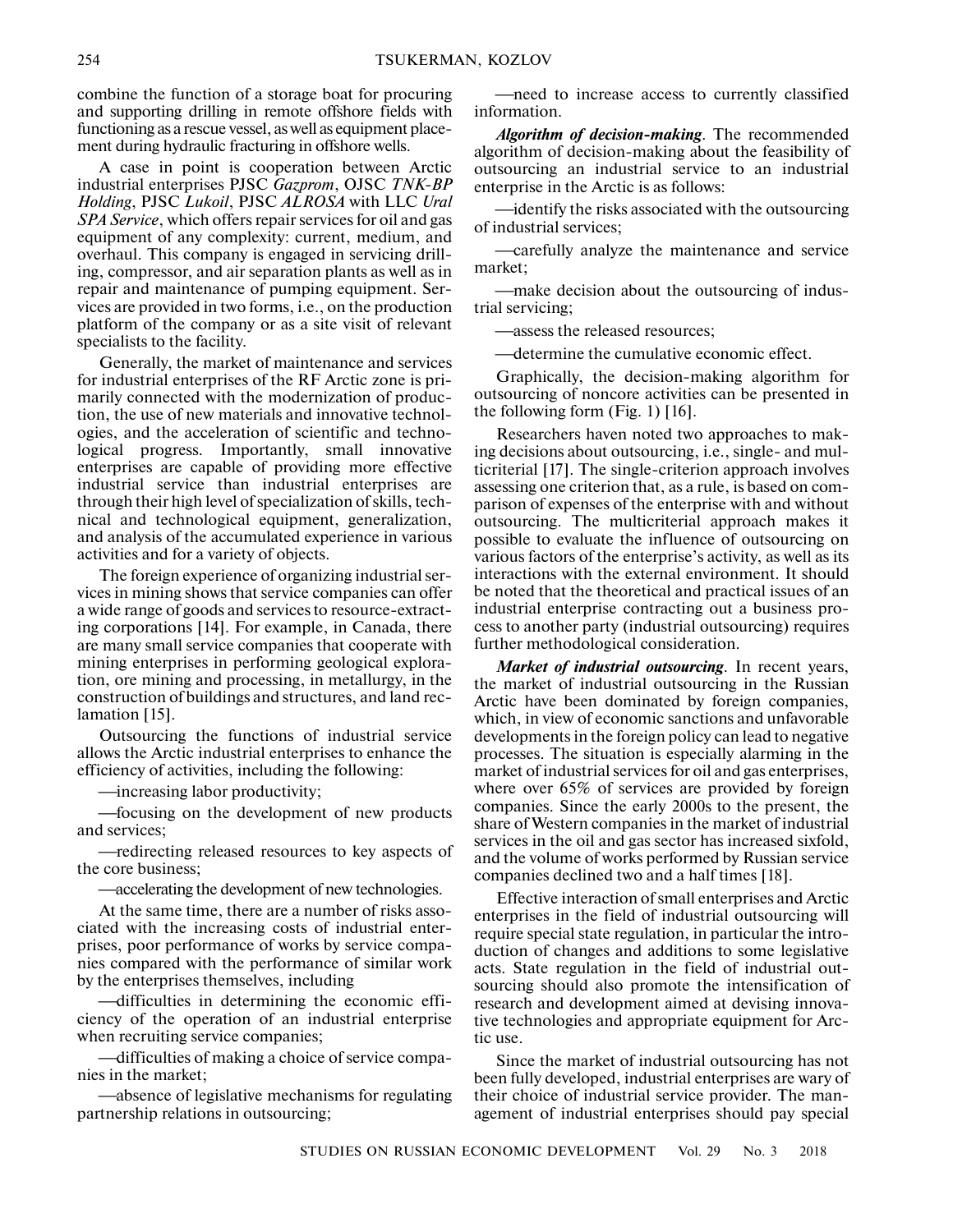combine the function of a storage boat for procuring and supporting drilling in remote offshore fields with functioning as a rescue vessel, as well as equipment placement during hydraulic fracturing in offshore wells.

A case in point is cooperation between Arctic industrial enterprises PJSC *Gazprom*, OJSC *TNK-BP Holding*, PJSC *Lukoil*, PJSC *ALROSA* with LLC *Ural SPA Service*, which offers repair services for oil and gas equipment of any complexity: current, medium, and overhaul. This company is engaged in servicing drilling, compressor, and air separation plants as well as in repair and maintenance of pumping equipment. Services are provided in two forms, i.e., on the production platform of the company or as a site visit of relevant specialists to the facility.

Generally, the market of maintenance and services for industrial enterprises of the RF Arctic zone is primarily connected with the modernization of production, the use of new materials and innovative technologies, and the acceleration of scientific and technological progress. Importantly, small innovative enterprises are capable of providing more effective industrial service than industrial enterprises are through their high level of specialization of skills, technical and technological equipment, generalization, and analysis of the accumulated experience in various activities and for a variety of objects.

The foreign experience of organizing industrial services in mining shows that service companies can offer a wide range of goods and services to resource-extracting corporations [14]. For example, in Canada, there are many small service companies that cooperate with mining enterprises in performing geological exploration, ore mining and processing, in metallurgy, in the construction of buildings and structures, and land reclamation [15].

Outsourcing the functions of industrial service allows the Arctic industrial enterprises to enhance the efficiency of activities, including the following:

—increasing labor productivity;

—focusing on the development of new products and services;

—redirecting released resources to key aspects of the core business;

—accelerating the development of new technologies.

At the same time, there are a number of risks associated with the increasing costs of industrial enterprises, poor performance of works by service companies compared with the performance of similar work by the enterprises themselves, including

—difficulties in determining the economic efficiency of the operation of an industrial enterprise when recruiting service companies;

—difficulties of making a choice of service companies in the market;

—absence of legislative mechanisms for regulating partnership relations in outsourcing;

—need to increase access to currently classified information.

***Algorithm of decision-making***. The recommended algorithm of decision-making about the feasibility of outsourcing an industrial service to an industrial enterprise in the Arctic is as follows:

—identify the risks associated with the outsourcing of industrial services;

—carefully analyze the maintenance and service market;

—make decision about the outsourcing of industrial servicing;

—assess the released resources;

—determine the cumulative economic effect.

Graphically, the decision-making algorithm for outsourcing of noncore activities can be presented in the following form (Fig. 1) [16].

Researchers haven noted two approaches to making decisions about outsourcing, i.e., single- and multicriterial [17]. The single-criterion approach involves assessing one criterion that, as a rule, is based on comparison of expenses of the enterprise with and without outsourcing. The multicriterial approach makes it possible to evaluate the influence of outsourcing on various factors of the enterprise's activity, as well as its interactions with the external environment. It should be noted that the theoretical and practical issues of an industrial enterprise contracting out a business process to another party (industrial outsourcing) requires further methodological consideration.

***Market of industrial outsourcing***. In recent years, the market of industrial outsourcing in the Russian Arctic have been dominated by foreign companies, which, in view of economic sanctions and unfavorable developments in the foreign policy can lead to negative processes. The situation is especially alarming in the market of industrial services for oil and gas enterprises, where over 65% of services are provided by foreign companies. Since the early 2000s to the present, the share of Western companies in the market of industrial services in the oil and gas sector has increased sixfold, and the volume of works performed by Russian service companies declined two and a half times [18].

Effective interaction of small enterprises and Arctic enterprises in the field of industrial outsourcing will require special state regulation, in particular the introduction of changes and additions to some legislative acts. State regulation in the field of industrial outsourcing should also promote the intensification of research and development aimed at devising innovative technologies and appropriate equipment for Arctic use.

Since the market of industrial outsourcing has not been fully developed, industrial enterprises are wary of their choice of industrial service provider. The management of industrial enterprises should pay special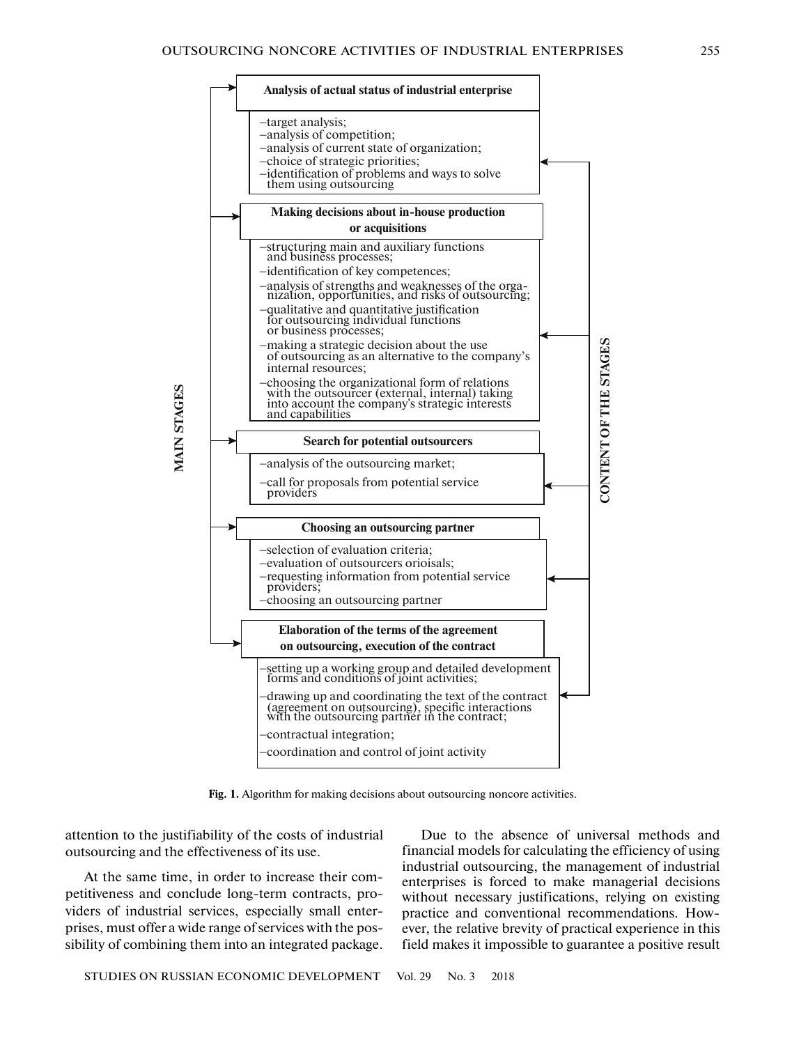**MAIN STAGES** / **CONTENT OF THE STAGES**

**Analysis of actual status of industrial enterprise**

- –target analysis;
- –analysis of competition;
- –analysis of current state of organization;
- –choice of strategic priorities;
- –identification of problems and ways to solve them using outsourcing

**Making decisions about in-house production or acquisitions**

- –structuring main and auxiliary functions and business processes;
- –identification of key competences;
- –analysis of strengths and weaknesses of the organization, opportunities, and risks of outsourcing;
- –qualitative and quantitative justification for outsourcing individual functions or business processes;
- –making a strategic decision about the use of outsourcing as an alternative to the company's internal resources;
- –choosing the organizational form of relations with the outsourcer (external, internal) taking into account the company's strategic interests and capabilities

**Search for potential outsourcers**

- –analysis of the outsourcing market;
- –call for proposals from potential service providers

**Choosing an outsourcing partner**

- –selection of evaluation criteria;
- –evaluation of outsourcers orioisals;
- –requesting information from potential service providers;
- –choosing an outsourcing partner

**Elaboration of the terms of the agreement on outsourcing, execution of the contract**

- –setting up a working group and detailed development forms and conditions of joint activities;
- –drawing up and coordinating the text of the contract (agreement on outsourcing), specific interactions with the outsourcing partner in the contract;
- –contractual integration;
- –coordination and control of joint activity

**Fig. 1.** Algorithm for making decisions about outsourcing noncore activities.

attention to the justifiability of the costs of industrial outsourcing and the effectiveness of its use.

At the same time, in order to increase their competitiveness and conclude long-term contracts, providers of industrial services, especially small enterprises, must offer a wide range of services with the possibility of combining them into an integrated package.

Due to the absence of universal methods and financial models for calculating the efficiency of using industrial outsourcing, the management of industrial enterprises is forced to make managerial decisions without necessary justifications, relying on existing practice and conventional recommendations. However, the relative brevity of practical experience in this field makes it impossible to guarantee a positive result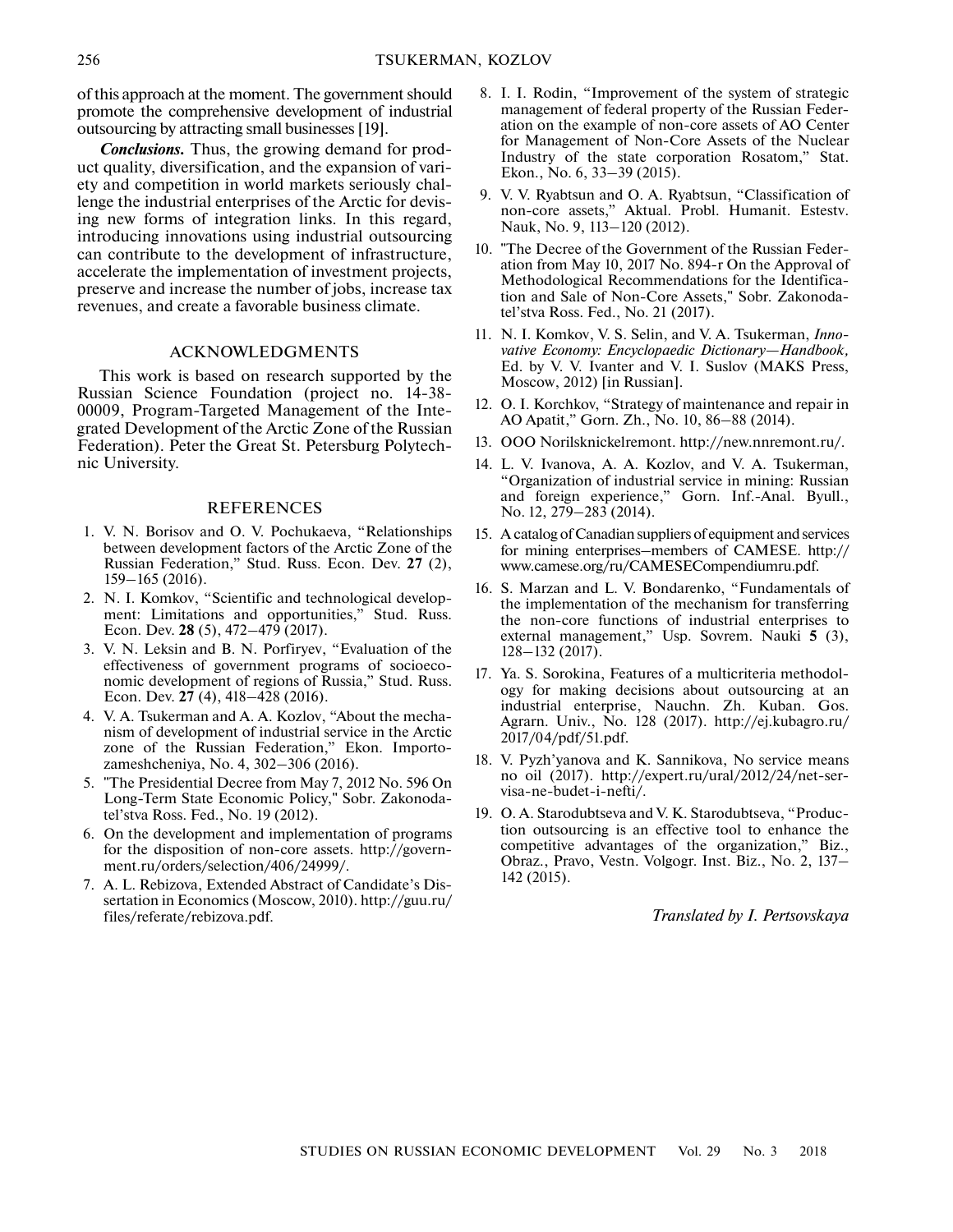of this approach at the moment. The government should promote the comprehensive development of industrial outsourcing by attracting small businesses [19].

***Conclusions.*** Thus, the growing demand for product quality, diversification, and the expansion of variety and competition in world markets seriously challenge the industrial enterprises of the Arctic for devising new forms of integration links. In this regard, introducing innovations using industrial outsourcing can contribute to the development of infrastructure, accelerate the implementation of investment projects, preserve and increase the number of jobs, increase tax revenues, and create a favorable business climate.

## ACKNOWLEDGMENTS

This work is based on research supported by the Russian Science Foundation (project no. 14-38-00009, Program-Targeted Management of the Integrated Development of the Arctic Zone of the Russian Federation). Peter the Great St. Petersburg Polytechnic University.

## REFERENCES

1. V. N. Borisov and O. V. Pochukaeva, "Relationships between development factors of the Arctic Zone of the Russian Federation," Stud. Russ. Econ. Dev. **27** (2), 159–165 (2016).
2. N. I. Komkov, "Scientific and technological development: Limitations and opportunities," Stud. Russ. Econ. Dev. **28** (5), 472–479 (2017).
3. V. N. Leksin and B. N. Porfiryev, "Evaluation of the effectiveness of government programs of socioeconomic development of regions of Russia," Stud. Russ. Econ. Dev. **27** (4), 418–428 (2016).
4. V. A. Tsukerman and A. A. Kozlov, "About the mechanism of development of industrial service in the Arctic zone of the Russian Federation," Ekon. Importozameshcheniya, No. 4, 302–306 (2016).
5. "The Presidential Decree from May 7, 2012 No. 596 On Long-Term State Economic Policy," Sobr. Zakonodatel'stva Ross. Fed., No. 19 (2012).
6. On the development and implementation of programs for the disposition of non-core assets. http://government.ru/orders/selection/406/24999/.
7. A. L. Rebizova, Extended Abstract of Candidate's Dissertation in Economics (Moscow, 2010). http://guu.ru/files/referate/rebizova.pdf.
8. I. I. Rodin, "Improvement of the system of strategic management of federal property of the Russian Federation on the example of non-core assets of AO Center for Management of Non-Core Assets of the Nuclear Industry of the state corporation Rosatom," Stat. Ekon., No. 6, 33–39 (2015).
9. V. V. Ryabtsun and O. A. Ryabtsun, "Classification of non-core assets," Aktual. Probl. Humanit. Estestv. Nauk, No. 9, 113–120 (2012).
10. "The Decree of the Government of the Russian Federation from May 10, 2017 No. 894-r On the Approval of Methodological Recommendations for the Identification and Sale of Non-Core Assets," Sobr. Zakonodatel'stva Ross. Fed., No. 21 (2017).
11. N. I. Komkov, V. S. Selin, and V. A. Tsukerman, *Innovative Economy: Encyclopaedic Dictionary—Handbook,* Ed. by V. V. Ivanter and V. I. Suslov (MAKS Press, Moscow, 2012) [in Russian].
12. O. I. Korchkov, "Strategy of maintenance and repair in AO Apatit," Gorn. Zh., No. 10, 86–88 (2014).
13. OOO Norilsknickelremont. http://new.nnremont.ru/.
14. L. V. Ivanova, A. A. Kozlov, and V. A. Tsukerman, "Organization of industrial service in mining: Russian and foreign experience," Gorn. Inf.-Anal. Byull., No. 12, 279–283 (2014).
15. A catalog of Canadian suppliers of equipment and services for mining enterprises—members of CAMESE. http://www.camese.org/ru/CAMESECompendiumru.pdf.
16. S. Marzan and L. V. Bondarenko, "Fundamentals of the implementation of the mechanism for transferring the non-core functions of industrial enterprises to external management," Usp. Sovrem. Nauki **5** (3), 128–132 (2017).
17. Ya. S. Sorokina, Features of a multicriteria methodology for making decisions about outsourcing at an industrial enterprise, Nauchn. Zh. Kuban. Gos. Agrarn. Univ., No. 128 (2017). http://ej.kubagro.ru/2017/04/pdf/51.pdf.
18. V. Pyzh'yanova and K. Sannikova, No service means no oil (2017). http://expert.ru/ural/2012/24/net-servisa-ne-budet-i-nefti/.
19. O. A. Starodubtseva and V. K. Starodubtseva, "Production outsourcing is an effective tool to enhance the competitive advantages of the organization," Biz., Obraz., Pravo, Vestn. Volgogr. Inst. Biz., No. 2, 137–142 (2015).

*Translated by I. Pertsovskaya*